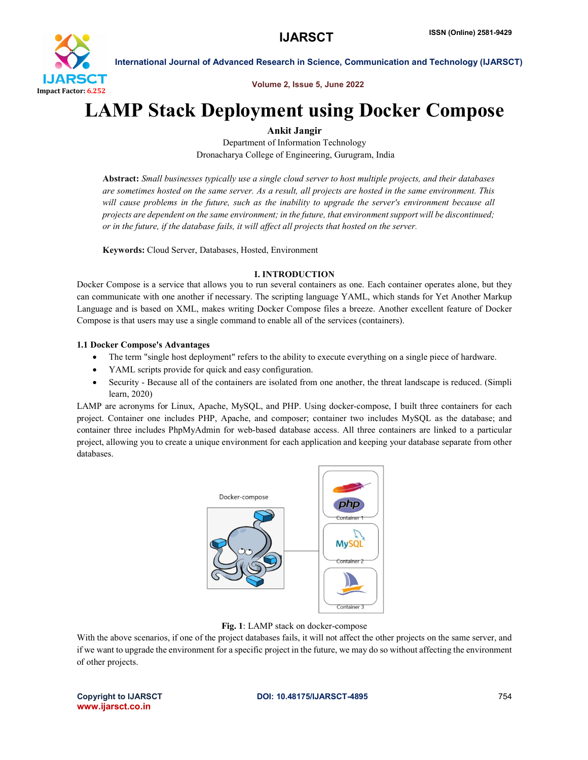# LAMP Stack Deployment using Docker Compose

**Ankit Jangir**

Department of Information Technology

Dronacharya College of Engineering, Gurugram, India

**Abstract:** *Small businesses typically use a single cloud server to host multiple projects, and their databases are sometimes hosted on the same server. As a result, all projects are hosted in the same environment. This will cause problems in the future, such as the inability to upgrade the server's environment because all projects are dependent on the same environment; in the future, that environment support will be discontinued; or in the future, if the database fails, it will affect all projects that hosted on the server.*

**Keywords:** Cloud Server, Databases, Hosted, Environment

## I. INTRODUCTION

Docker Compose is a service that allows you to run several containers as one. Each container operates alone, but they can communicate with one another if necessary. The scripting language YAML, which stands for Yet Another Markup Language and is based on XML, makes writing Docker Compose files a breeze. Another excellent feature of Docker Compose is that users may use a single command to enable all of the services (containers).

### 1.1 Docker Compose's Advantages

- The term "single host deployment" refers to the ability to execute everything on a single piece of hardware.
- YAML scripts provide for quick and easy configuration.
- Security - Because all of the containers are isolated from one another, the threat landscape is reduced. (Simpli learn, 2020)

LAMP are acronyms for Linux, Apache, MySQL, and PHP. Using docker-compose, I built three containers for each project. Container one includes PHP, Apache, and composer; container two includes MySQL as the database; and container three includes PhpMyAdmin for web-based database access. All three containers are linked to a particular project, allowing you to create a unique environment for each application and keeping your database separate from other databases.

Docker-compose

Container 1

Container 2

Container 3

**Fig. 1**: LAMP stack on docker-compose

With the above scenarios, if one of the project databases fails, it will not affect the other projects on the same server, and if we want to upgrade the environment for a specific project in the future, we may do so without affecting the environment of other projects.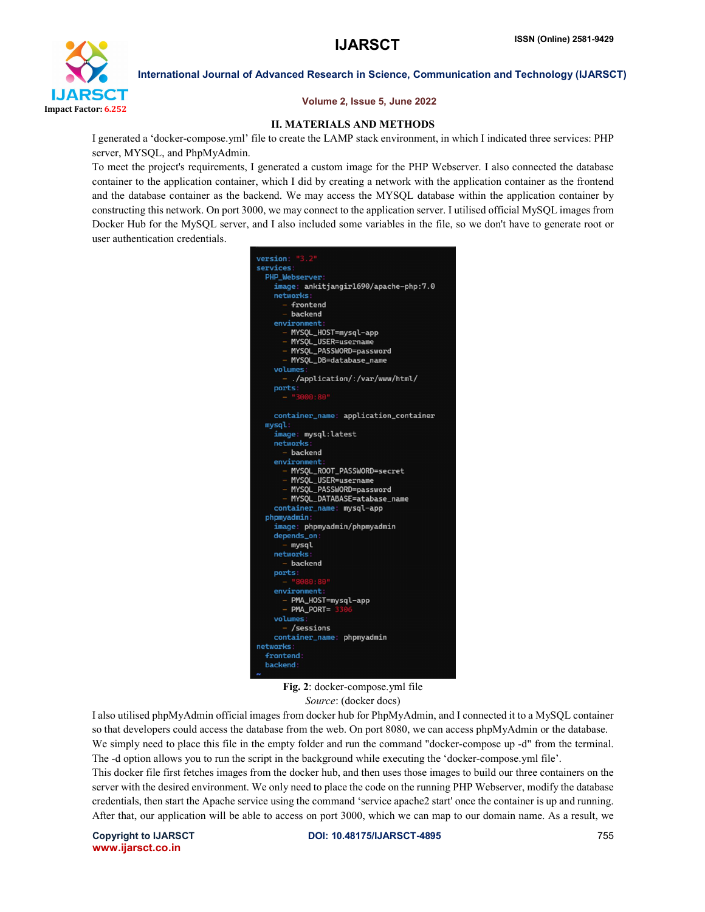## II. MATERIALS AND METHODS

I generated a 'docker-compose.yml' file to create the LAMP stack environment, in which I indicated three services: PHP server, MYSQL, and PhpMyAdmin.

To meet the project's requirements, I generated a custom image for the PHP Webserver. I also connected the database container to the application container, which I did by creating a network with the application container as the frontend and the database container as the backend. We may access the MYSQL database within the application container by constructing this network. On port 3000, we may connect to the application server. I utilised official MySQL images from Docker Hub for the MySQL server, and I also included some variables in the file, so we don't have to generate root or user authentication credentials.

```
version: "3.2"
services:
  PHP_Webserver:
    image: ankitjangir1690/apache-php:7.0
    networks:
      - frontend
      - backend
    environment:
      - MYSQL_HOST=mysql-app
      - MYSQL_USER=username
      - MYSQL_PASSWORD=password
      - MYSQL_DB=database_name
    volumes:
      - ./application/:/var/www/html/
    ports:
      - "3000:80"

    container_name: application_container
  mysql:
    image: mysql:latest
    networks:
      - backend
    environment:
      - MYSQL_ROOT_PASSWORD=secret
      - MYSQL_USER=username
      - MYSQL_PASSWORD=password
      - MYSQL_DATABASE=atabase_name
    container_name: mysql-app
  phpmyadmin:
    image: phpmyadmin/phpmyadmin
    depends_on:
      - mysql
    networks:
      - backend
    ports:
      - "8080:80"
    environment:
      - PMA_HOST=mysql-app
      - PMA_PORT= 3306
    volumes:
      - /sessions
    container_name: phpmyadmin
networks:
  frontend:
  backend:
~
```

**Fig. 2**: docker-compose.yml file

*Source*: (docker docs)

I also utilised phpMyAdmin official images from docker hub for PhpMyAdmin, and I connected it to a MySQL container so that developers could access the database from the web. On port 8080, we can access phpMyAdmin or the database.

We simply need to place this file in the empty folder and run the command "docker-compose up -d" from the terminal. The -d option allows you to run the script in the background while executing the 'docker-compose.yml file'.

This docker file first fetches images from the docker hub, and then uses those images to build our three containers on the server with the desired environment. We only need to place the code on the running PHP Webserver, modify the database credentials, then start the Apache service using the command 'service apache2 start' once the container is up and running. After that, our application will be able to access on port 3000, which we can map to our domain name. As a result, we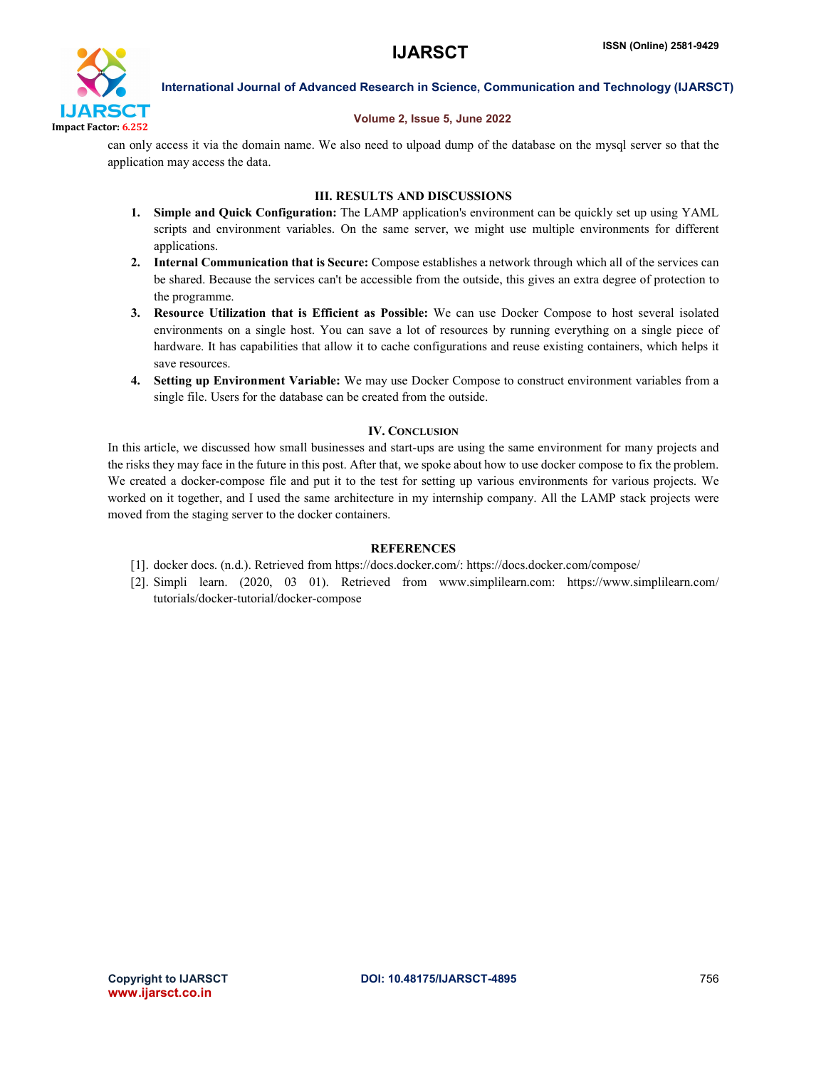can only access it via the domain name. We also need to ulpoad dump of the database on the mysql server so that the application may access the data.

## III. RESULTS AND DISCUSSIONS

1. **Simple and Quick Configuration:** The LAMP application's environment can be quickly set up using YAML scripts and environment variables. On the same server, we might use multiple environments for different applications.
2. **Internal Communication that is Secure:** Compose establishes a network through which all of the services can be shared. Because the services can't be accessible from the outside, this gives an extra degree of protection to the programme.
3. **Resource Utilization that is Efficient as Possible:** We can use Docker Compose to host several isolated environments on a single host. You can save a lot of resources by running everything on a single piece of hardware. It has capabilities that allow it to cache configurations and reuse existing containers, which helps it save resources.
4. **Setting up Environment Variable:** We may use Docker Compose to construct environment variables from a single file. Users for the database can be created from the outside.

## IV. Conclusion

In this article, we discussed how small businesses and start-ups are using the same environment for many projects and the risks they may face in the future in this post. After that, we spoke about how to use docker compose to fix the problem. We created a docker-compose file and put it to the test for setting up various environments for various projects. We worked on it together, and I used the same architecture in my internship company. All the LAMP stack projects were moved from the staging server to the docker containers.

## REFERENCES

[1]. docker docs. (n.d.). Retrieved from https://docs.docker.com/: https://docs.docker.com/compose/

[2]. Simpli learn. (2020, 03 01). Retrieved from www.simplilearn.com: https://www.simplilearn.com/tutorials/docker-tutorial/docker-compose